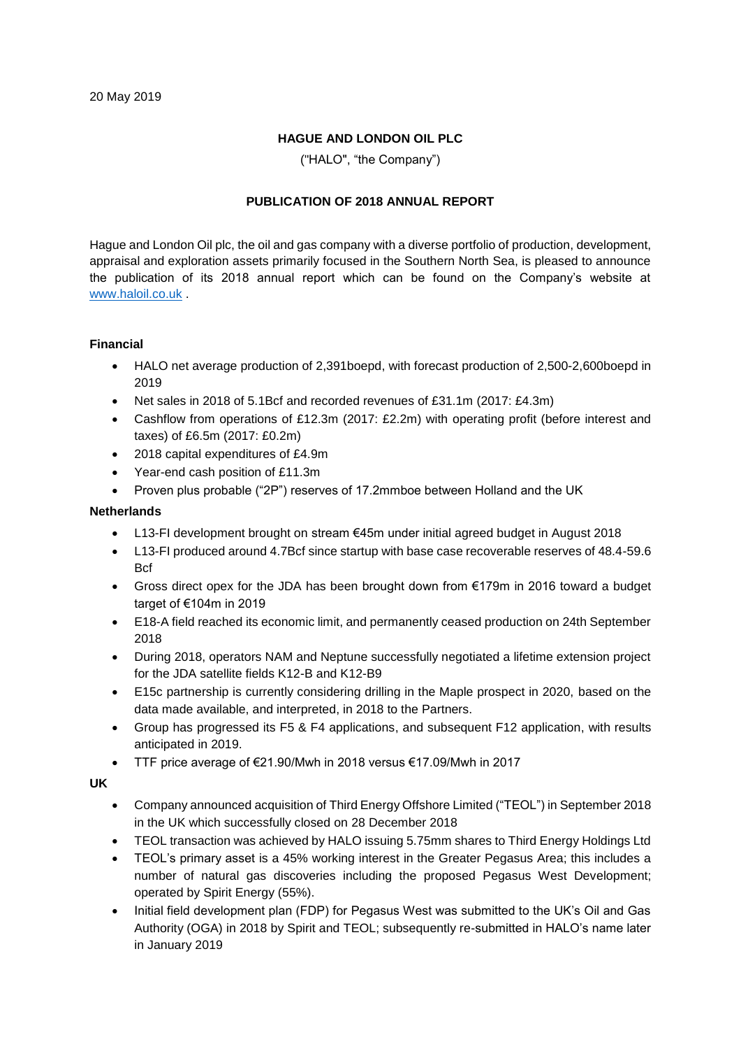20 May 2019

**HAGUE AND LONDON OIL PLC**

("HALO", "the Company")

**PUBLICATION OF 2018 ANNUAL REPORT**

Hague and London Oil plc, the oil and gas company with a diverse portfolio of production, development, appraisal and exploration assets primarily focused in the Southern North Sea, is pleased to announce the publication of its 2018 annual report which can be found on the Company's website at www.haloil.co.uk .

**Financial**

- HALO net average production of 2,391boepd, with forecast production of 2,500-2,600boepd in 2019
- Net sales in 2018 of 5.1Bcf and recorded revenues of £31.1m (2017: £4.3m)
- Cashflow from operations of £12.3m (2017: £2.2m) with operating profit (before interest and taxes) of £6.5m (2017: £0.2m)
- 2018 capital expenditures of £4.9m
- Year-end cash position of £11.3m
- Proven plus probable ("2P") reserves of 17.2mmboe between Holland and the UK

**Netherlands**

- L13-FI development brought on stream €45m under initial agreed budget in August 2018
- L13-FI produced around 4.7Bcf since startup with base case recoverable reserves of 48.4-59.6 Bcf
- Gross direct opex for the JDA has been brought down from €179m in 2016 toward a budget target of €104m in 2019
- E18-A field reached its economic limit, and permanently ceased production on 24th September 2018
- During 2018, operators NAM and Neptune successfully negotiated a lifetime extension project for the JDA satellite fields K12-B and K12-B9
- E15c partnership is currently considering drilling in the Maple prospect in 2020, based on the data made available, and interpreted, in 2018 to the Partners.
- Group has progressed its F5 & F4 applications, and subsequent F12 application, with results anticipated in 2019.
- TTF price average of €21.90/Mwh in 2018 versus €17.09/Mwh in 2017

**UK**

- Company announced acquisition of Third Energy Offshore Limited ("TEOL") in September 2018 in the UK which successfully closed on 28 December 2018
- TEOL transaction was achieved by HALO issuing 5.75mm shares to Third Energy Holdings Ltd
- TEOL's primary asset is a 45% working interest in the Greater Pegasus Area; this includes a number of natural gas discoveries including the proposed Pegasus West Development; operated by Spirit Energy (55%).
- Initial field development plan (FDP) for Pegasus West was submitted to the UK's Oil and Gas Authority (OGA) in 2018 by Spirit and TEOL; subsequently re-submitted in HALO's name later in January 2019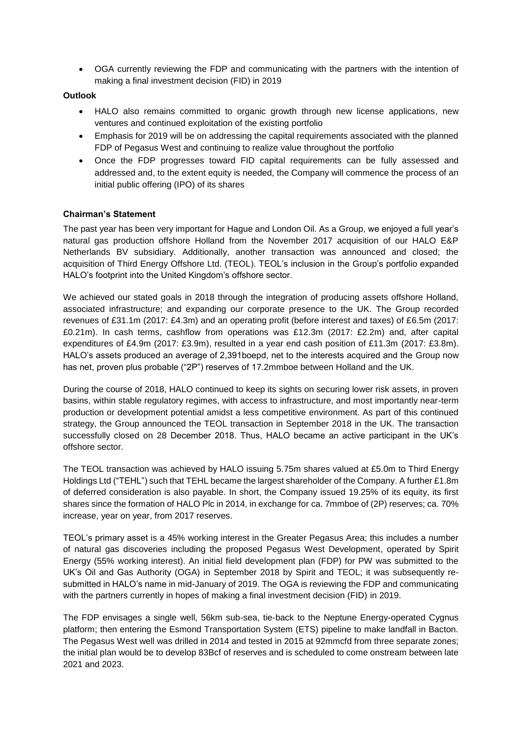- OGA currently reviewing the FDP and communicating with the partners with the intention of making a final investment decision (FID) in 2019

**Outlook**

- HALO also remains committed to organic growth through new license applications, new ventures and continued exploitation of the existing portfolio
- Emphasis for 2019 will be on addressing the capital requirements associated with the planned FDP of Pegasus West and continuing to realize value throughout the portfolio
- Once the FDP progresses toward FID capital requirements can be fully assessed and addressed and, to the extent equity is needed, the Company will commence the process of an initial public offering (IPO) of its shares

**Chairman's Statement**

The past year has been very important for Hague and London Oil. As a Group, we enjoyed a full year's natural gas production offshore Holland from the November 2017 acquisition of our HALO E&P Netherlands BV subsidiary. Additionally, another transaction was announced and closed; the acquisition of Third Energy Offshore Ltd. (TEOL). TEOL's inclusion in the Group's portfolio expanded HALO's footprint into the United Kingdom's offshore sector.

We achieved our stated goals in 2018 through the integration of producing assets offshore Holland, associated infrastructure; and expanding our corporate presence to the UK. The Group recorded revenues of £31.1m (2017: £4.3m) and an operating profit (before interest and taxes) of £6.5m (2017: £0.21m). In cash terms, cashflow from operations was £12.3m (2017: £2.2m) and, after capital expenditures of £4.9m (2017: £3.9m), resulted in a year end cash position of £11.3m (2017: £3.8m). HALO's assets produced an average of 2,391boepd, net to the interests acquired and the Group now has net, proven plus probable ("2P") reserves of 17.2mmboe between Holland and the UK.

During the course of 2018, HALO continued to keep its sights on securing lower risk assets, in proven basins, within stable regulatory regimes, with access to infrastructure, and most importantly near-term production or development potential amidst a less competitive environment. As part of this continued strategy, the Group announced the TEOL transaction in September 2018 in the UK. The transaction successfully closed on 28 December 2018. Thus, HALO became an active participant in the UK's offshore sector.

The TEOL transaction was achieved by HALO issuing 5.75m shares valued at £5.0m to Third Energy Holdings Ltd ("TEHL") such that TEHL became the largest shareholder of the Company. A further £1.8m of deferred consideration is also payable. In short, the Company issued 19.25% of its equity, its first shares since the formation of HALO Plc in 2014, in exchange for ca. 7mmboe of (2P) reserves; ca. 70% increase, year on year, from 2017 reserves.

TEOL's primary asset is a 45% working interest in the Greater Pegasus Area; this includes a number of natural gas discoveries including the proposed Pegasus West Development, operated by Spirit Energy (55% working interest). An initial field development plan (FDP) for PW was submitted to the UK's Oil and Gas Authority (OGA) in September 2018 by Spirit and TEOL; it was subsequently re-submitted in HALO's name in mid-January of 2019. The OGA is reviewing the FDP and communicating with the partners currently in hopes of making a final investment decision (FID) in 2019.

The FDP envisages a single well, 56km sub-sea, tie-back to the Neptune Energy-operated Cygnus platform; then entering the Esmond Transportation System (ETS) pipeline to make landfall in Bacton. The Pegasus West well was drilled in 2014 and tested in 2015 at 92mmcfd from three separate zones; the initial plan would be to develop 83Bcf of reserves and is scheduled to come onstream between late 2021 and 2023.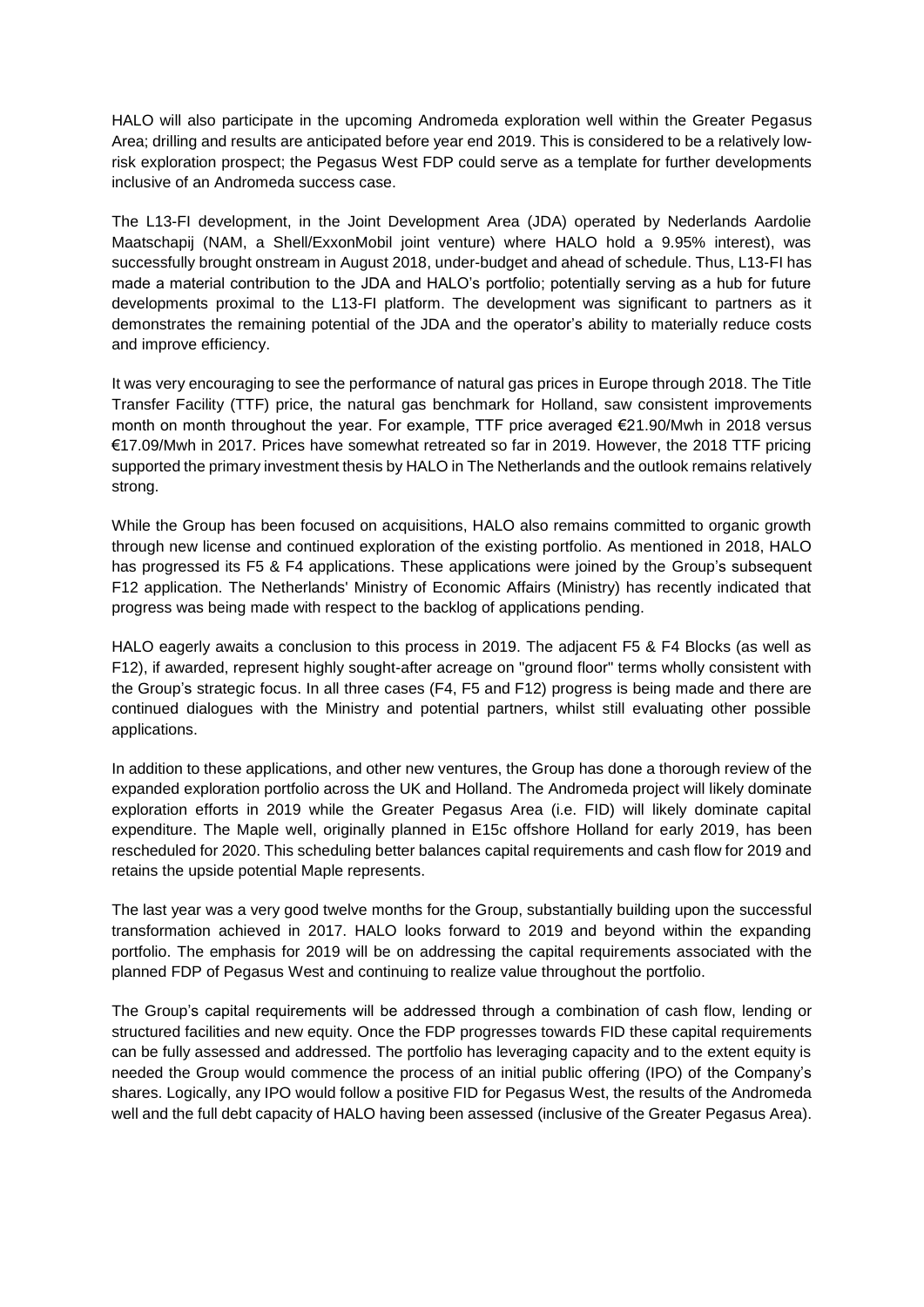HALO will also participate in the upcoming Andromeda exploration well within the Greater Pegasus Area; drilling and results are anticipated before year end 2019. This is considered to be a relatively low-risk exploration prospect; the Pegasus West FDP could serve as a template for further developments inclusive of an Andromeda success case.

The L13-FI development, in the Joint Development Area (JDA) operated by Nederlands Aardolie Maatschapij (NAM, a Shell/ExxonMobil joint venture) where HALO hold a 9.95% interest), was successfully brought onstream in August 2018, under-budget and ahead of schedule. Thus, L13-FI has made a material contribution to the JDA and HALO's portfolio; potentially serving as a hub for future developments proximal to the L13-FI platform. The development was significant to partners as it demonstrates the remaining potential of the JDA and the operator's ability to materially reduce costs and improve efficiency.

It was very encouraging to see the performance of natural gas prices in Europe through 2018. The Title Transfer Facility (TTF) price, the natural gas benchmark for Holland, saw consistent improvements month on month throughout the year. For example, TTF price averaged €21.90/Mwh in 2018 versus €17.09/Mwh in 2017. Prices have somewhat retreated so far in 2019. However, the 2018 TTF pricing supported the primary investment thesis by HALO in The Netherlands and the outlook remains relatively strong.

While the Group has been focused on acquisitions, HALO also remains committed to organic growth through new license and continued exploration of the existing portfolio. As mentioned in 2018, HALO has progressed its F5 & F4 applications. These applications were joined by the Group's subsequent F12 application. The Netherlands' Ministry of Economic Affairs (Ministry) has recently indicated that progress was being made with respect to the backlog of applications pending.

HALO eagerly awaits a conclusion to this process in 2019. The adjacent F5 & F4 Blocks (as well as F12), if awarded, represent highly sought-after acreage on "ground floor" terms wholly consistent with the Group's strategic focus. In all three cases (F4, F5 and F12) progress is being made and there are continued dialogues with the Ministry and potential partners, whilst still evaluating other possible applications.

In addition to these applications, and other new ventures, the Group has done a thorough review of the expanded exploration portfolio across the UK and Holland. The Andromeda project will likely dominate exploration efforts in 2019 while the Greater Pegasus Area (i.e. FID) will likely dominate capital expenditure. The Maple well, originally planned in E15c offshore Holland for early 2019, has been rescheduled for 2020. This scheduling better balances capital requirements and cash flow for 2019 and retains the upside potential Maple represents.

The last year was a very good twelve months for the Group, substantially building upon the successful transformation achieved in 2017. HALO looks forward to 2019 and beyond within the expanding portfolio. The emphasis for 2019 will be on addressing the capital requirements associated with the planned FDP of Pegasus West and continuing to realize value throughout the portfolio.

The Group's capital requirements will be addressed through a combination of cash flow, lending or structured facilities and new equity. Once the FDP progresses towards FID these capital requirements can be fully assessed and addressed. The portfolio has leveraging capacity and to the extent equity is needed the Group would commence the process of an initial public offering (IPO) of the Company's shares. Logically, any IPO would follow a positive FID for Pegasus West, the results of the Andromeda well and the full debt capacity of HALO having been assessed (inclusive of the Greater Pegasus Area).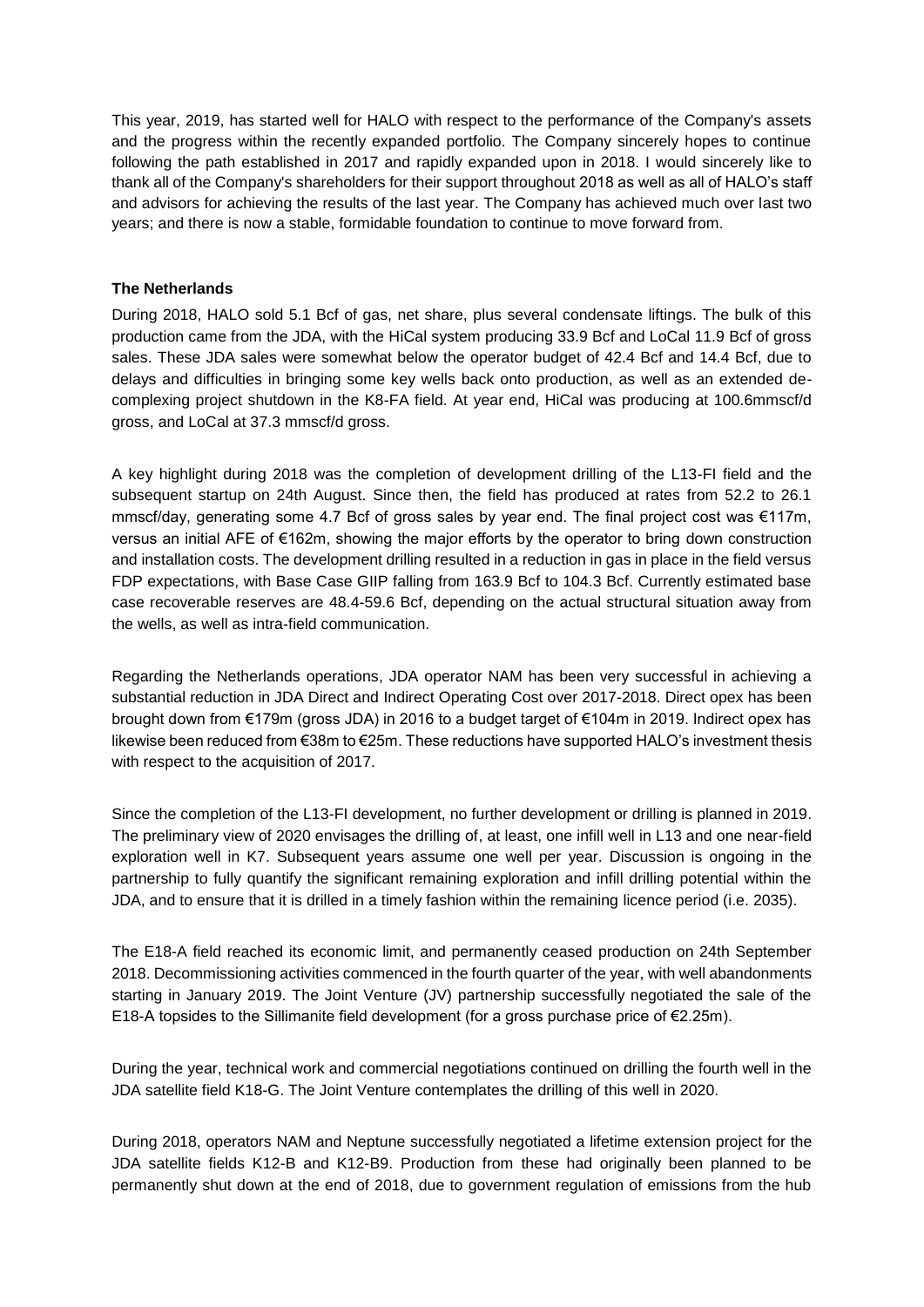This year, 2019, has started well for HALO with respect to the performance of the Company's assets and the progress within the recently expanded portfolio. The Company sincerely hopes to continue following the path established in 2017 and rapidly expanded upon in 2018. I would sincerely like to thank all of the Company's shareholders for their support throughout 2018 as well as all of HALO's staff and advisors for achieving the results of the last year. The Company has achieved much over last two years; and there is now a stable, formidable foundation to continue to move forward from.

**The Netherlands**

During 2018, HALO sold 5.1 Bcf of gas, net share, plus several condensate liftings. The bulk of this production came from the JDA, with the HiCal system producing 33.9 Bcf and LoCal 11.9 Bcf of gross sales. These JDA sales were somewhat below the operator budget of 42.4 Bcf and 14.4 Bcf, due to delays and difficulties in bringing some key wells back onto production, as well as an extended de-complexing project shutdown in the K8-FA field. At year end, HiCal was producing at 100.6mmscf/d gross, and LoCal at 37.3 mmscf/d gross.

A key highlight during 2018 was the completion of development drilling of the L13-FI field and the subsequent startup on 24th August. Since then, the field has produced at rates from 52.2 to 26.1 mmscf/day, generating some 4.7 Bcf of gross sales by year end. The final project cost was €117m, versus an initial AFE of €162m, showing the major efforts by the operator to bring down construction and installation costs. The development drilling resulted in a reduction in gas in place in the field versus FDP expectations, with Base Case GIIP falling from 163.9 Bcf to 104.3 Bcf. Currently estimated base case recoverable reserves are 48.4-59.6 Bcf, depending on the actual structural situation away from the wells, as well as intra-field communication.

Regarding the Netherlands operations, JDA operator NAM has been very successful in achieving a substantial reduction in JDA Direct and Indirect Operating Cost over 2017-2018. Direct opex has been brought down from €179m (gross JDA) in 2016 to a budget target of €104m in 2019. Indirect opex has likewise been reduced from €38m to €25m. These reductions have supported HALO's investment thesis with respect to the acquisition of 2017.

Since the completion of the L13-FI development, no further development or drilling is planned in 2019. The preliminary view of 2020 envisages the drilling of, at least, one infill well in L13 and one near-field exploration well in K7. Subsequent years assume one well per year. Discussion is ongoing in the partnership to fully quantify the significant remaining exploration and infill drilling potential within the JDA, and to ensure that it is drilled in a timely fashion within the remaining licence period (i.e. 2035).

The E18-A field reached its economic limit, and permanently ceased production on 24th September 2018. Decommissioning activities commenced in the fourth quarter of the year, with well abandonments starting in January 2019. The Joint Venture (JV) partnership successfully negotiated the sale of the E18-A topsides to the Sillimanite field development (for a gross purchase price of €2.25m).

During the year, technical work and commercial negotiations continued on drilling the fourth well in the JDA satellite field K18-G. The Joint Venture contemplates the drilling of this well in 2020.

During 2018, operators NAM and Neptune successfully negotiated a lifetime extension project for the JDA satellite fields K12-B and K12-B9. Production from these had originally been planned to be permanently shut down at the end of 2018, due to government regulation of emissions from the hub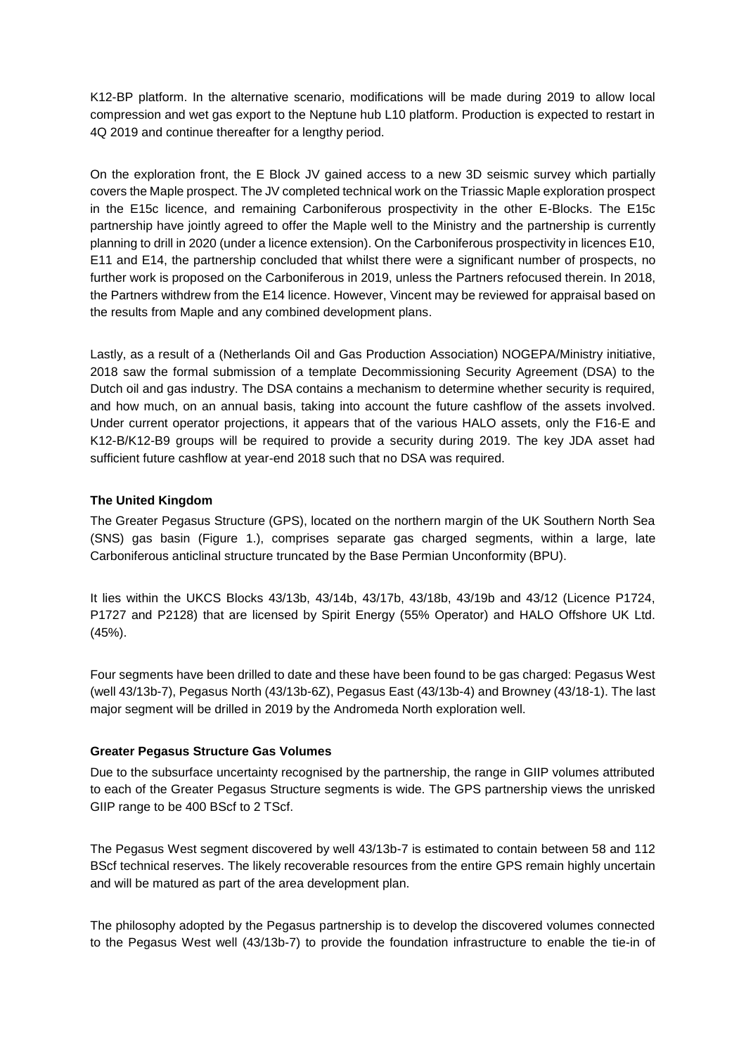K12-BP platform. In the alternative scenario, modifications will be made during 2019 to allow local compression and wet gas export to the Neptune hub L10 platform. Production is expected to restart in 4Q 2019 and continue thereafter for a lengthy period.

On the exploration front, the E Block JV gained access to a new 3D seismic survey which partially covers the Maple prospect. The JV completed technical work on the Triassic Maple exploration prospect in the E15c licence, and remaining Carboniferous prospectivity in the other E-Blocks. The E15c partnership have jointly agreed to offer the Maple well to the Ministry and the partnership is currently planning to drill in 2020 (under a licence extension). On the Carboniferous prospectivity in licences E10, E11 and E14, the partnership concluded that whilst there were a significant number of prospects, no further work is proposed on the Carboniferous in 2019, unless the Partners refocused therein. In 2018, the Partners withdrew from the E14 licence. However, Vincent may be reviewed for appraisal based on the results from Maple and any combined development plans.

Lastly, as a result of a (Netherlands Oil and Gas Production Association) NOGEPA/Ministry initiative, 2018 saw the formal submission of a template Decommissioning Security Agreement (DSA) to the Dutch oil and gas industry. The DSA contains a mechanism to determine whether security is required, and how much, on an annual basis, taking into account the future cashflow of the assets involved. Under current operator projections, it appears that of the various HALO assets, only the F16-E and K12-B/K12-B9 groups will be required to provide a security during 2019. The key JDA asset had sufficient future cashflow at year-end 2018 such that no DSA was required.

**The United Kingdom**

The Greater Pegasus Structure (GPS), located on the northern margin of the UK Southern North Sea (SNS) gas basin (Figure 1.), comprises separate gas charged segments, within a large, late Carboniferous anticlinal structure truncated by the Base Permian Unconformity (BPU).

It lies within the UKCS Blocks 43/13b, 43/14b, 43/17b, 43/18b, 43/19b and 43/12 (Licence P1724, P1727 and P2128) that are licensed by Spirit Energy (55% Operator) and HALO Offshore UK Ltd. (45%).

Four segments have been drilled to date and these have been found to be gas charged: Pegasus West (well 43/13b-7), Pegasus North (43/13b-6Z), Pegasus East (43/13b-4) and Browney (43/18-1). The last major segment will be drilled in 2019 by the Andromeda North exploration well.

**Greater Pegasus Structure Gas Volumes**

Due to the subsurface uncertainty recognised by the partnership, the range in GIIP volumes attributed to each of the Greater Pegasus Structure segments is wide. The GPS partnership views the unrisked GIIP range to be 400 BScf to 2 TScf.

The Pegasus West segment discovered by well 43/13b-7 is estimated to contain between 58 and 112 BScf technical reserves. The likely recoverable resources from the entire GPS remain highly uncertain and will be matured as part of the area development plan.

The philosophy adopted by the Pegasus partnership is to develop the discovered volumes connected to the Pegasus West well (43/13b-7) to provide the foundation infrastructure to enable the tie-in of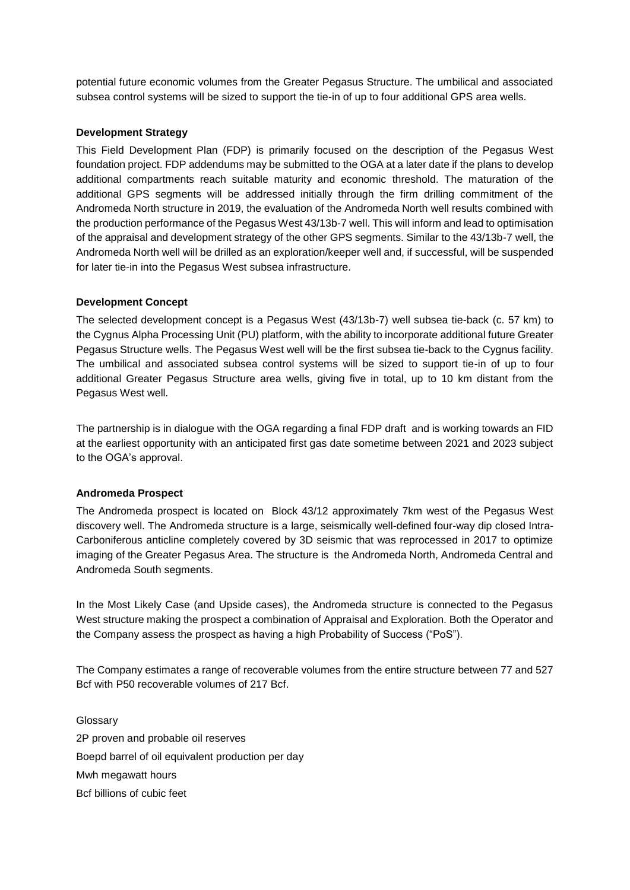potential future economic volumes from the Greater Pegasus Structure. The umbilical and associated subsea control systems will be sized to support the tie-in of up to four additional GPS area wells.

**Development Strategy**

This Field Development Plan (FDP) is primarily focused on the description of the Pegasus West foundation project. FDP addendums may be submitted to the OGA at a later date if the plans to develop additional compartments reach suitable maturity and economic threshold. The maturation of the additional GPS segments will be addressed initially through the firm drilling commitment of the Andromeda North structure in 2019, the evaluation of the Andromeda North well results combined with the production performance of the Pegasus West 43/13b-7 well. This will inform and lead to optimisation of the appraisal and development strategy of the other GPS segments. Similar to the 43/13b-7 well, the Andromeda North well will be drilled as an exploration/keeper well and, if successful, will be suspended for later tie-in into the Pegasus West subsea infrastructure.

**Development Concept**

The selected development concept is a Pegasus West (43/13b-7) well subsea tie-back (c. 57 km) to the Cygnus Alpha Processing Unit (PU) platform, with the ability to incorporate additional future Greater Pegasus Structure wells. The Pegasus West well will be the first subsea tie-back to the Cygnus facility. The umbilical and associated subsea control systems will be sized to support tie-in of up to four additional Greater Pegasus Structure area wells, giving five in total, up to 10 km distant from the Pegasus West well.

The partnership is in dialogue with the OGA regarding a final FDP draft and is working towards an FID at the earliest opportunity with an anticipated first gas date sometime between 2021 and 2023 subject to the OGA's approval.

**Andromeda Prospect**

The Andromeda prospect is located on Block 43/12 approximately 7km west of the Pegasus West discovery well. The Andromeda structure is a large, seismically well-defined four-way dip closed Intra-Carboniferous anticline completely covered by 3D seismic that was reprocessed in 2017 to optimize imaging of the Greater Pegasus Area. The structure is the Andromeda North, Andromeda Central and Andromeda South segments.

In the Most Likely Case (and Upside cases), the Andromeda structure is connected to the Pegasus West structure making the prospect a combination of Appraisal and Exploration. Both the Operator and the Company assess the prospect as having a high Probability of Success ("PoS").

The Company estimates a range of recoverable volumes from the entire structure between 77 and 527 Bcf with P50 recoverable volumes of 217 Bcf.

Glossary

2P proven and probable oil reserves

Boepd barrel of oil equivalent production per day

Mwh megawatt hours

Bcf billions of cubic feet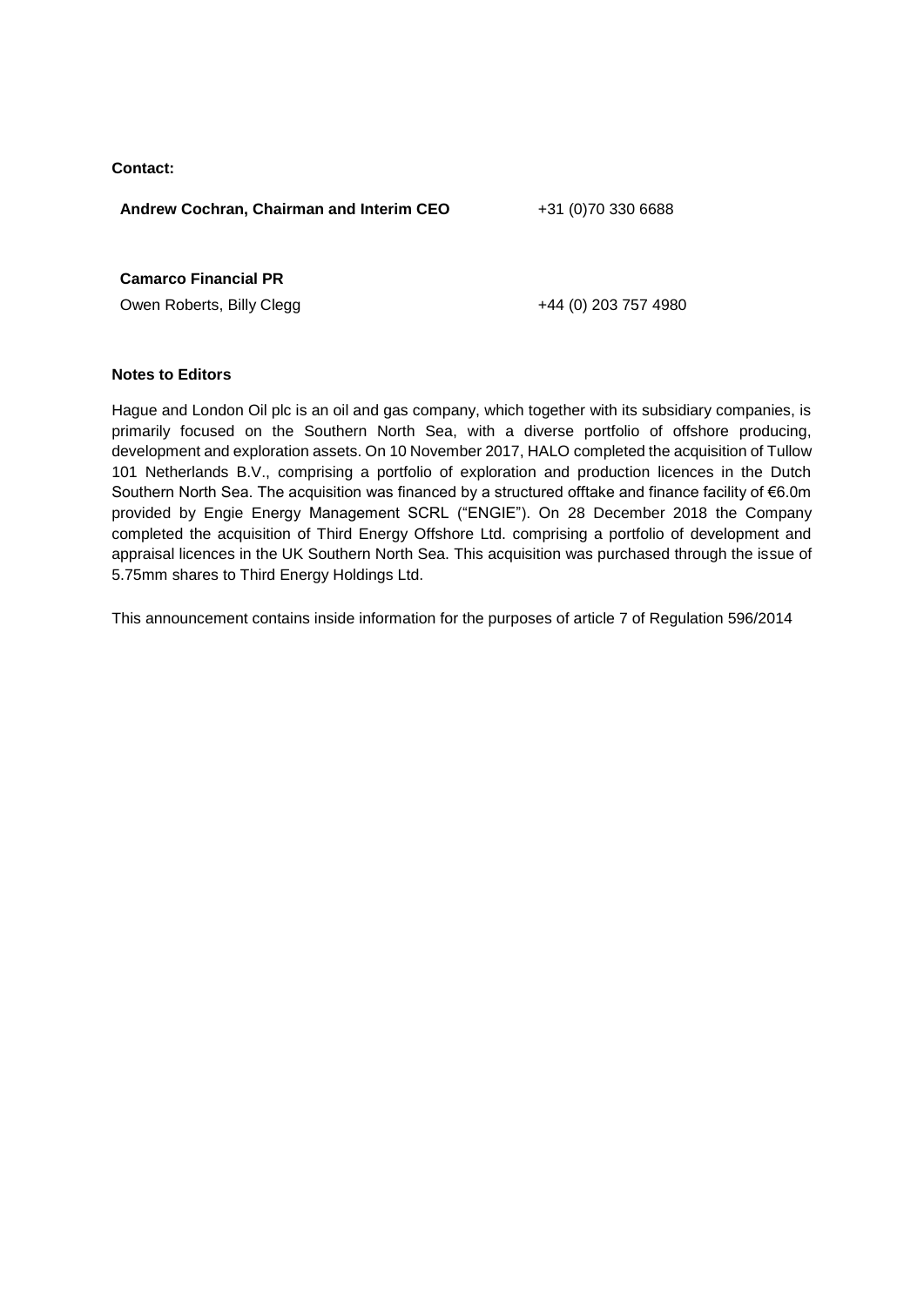**Contact:**

| | |
|---|---|
| **Andrew Cochran, Chairman and Interim CEO** | +31 (0)70 330 6688 |
| | |
| **Camarco Financial PR** | |
| Owen Roberts, Billy Clegg | +44 (0) 203 757 4980 |

**Notes to Editors**

Hague and London Oil plc is an oil and gas company, which together with its subsidiary companies, is primarily focused on the Southern North Sea, with a diverse portfolio of offshore producing, development and exploration assets. On 10 November 2017, HALO completed the acquisition of Tullow 101 Netherlands B.V., comprising a portfolio of exploration and production licences in the Dutch Southern North Sea. The acquisition was financed by a structured offtake and finance facility of €6.0m provided by Engie Energy Management SCRL ("ENGIE"). On 28 December 2018 the Company completed the acquisition of Third Energy Offshore Ltd. comprising a portfolio of development and appraisal licences in the UK Southern North Sea. This acquisition was purchased through the issue of 5.75mm shares to Third Energy Holdings Ltd.

This announcement contains inside information for the purposes of article 7 of Regulation 596/2014